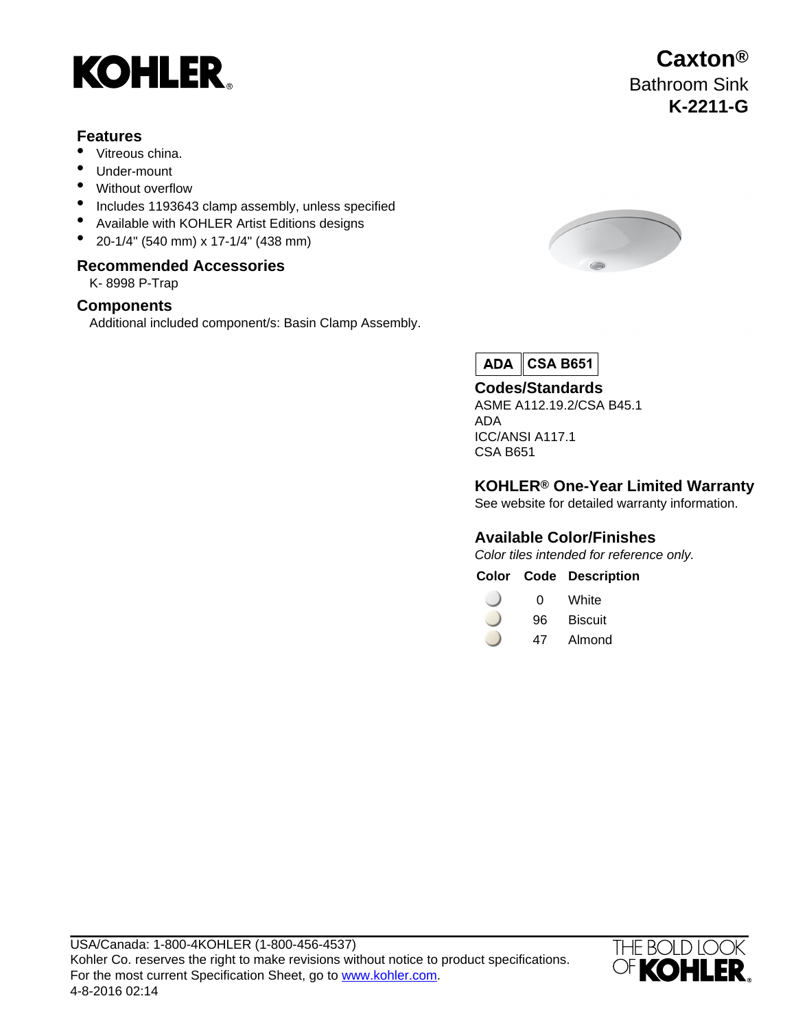KOHLER®

# Caxton®

Bathroom Sink

**K-2211-G**

## Features

- Vitreous china.
- Under-mount
- Without overflow
- Includes 1193643 clamp assembly, unless specified
- Available with KOHLER Artist Editions designs
- 20-1/4" (540 mm) x 17-1/4" (438 mm)

## Recommended Accessories

K- 8998 P-Trap

## Components

Additional included component/s: Basin Clamp Assembly.

**ADA** | **CSA B651**

## Codes/Standards

ASME A112.19.2/CSA B45.1
ADA
ICC/ANSI A117.1
CSA B651

## KOHLER® One-Year Limited Warranty

See website for detailed warranty information.

## Available Color/Finishes

*Color tiles intended for reference only.*

| Color | Code | Description |
|---|---|---|
| | 0 | White |
| | 96 | Biscuit |
| | 47 | Almond |

USA/Canada: 1-800-4KOHLER (1-800-456-4537)
Kohler Co. reserves the right to make revisions without notice to product specifications.
For the most current Specification Sheet, go to www.kohler.com.
4-8-2016 02:14

THE BOLD LOOK OF KOHLER®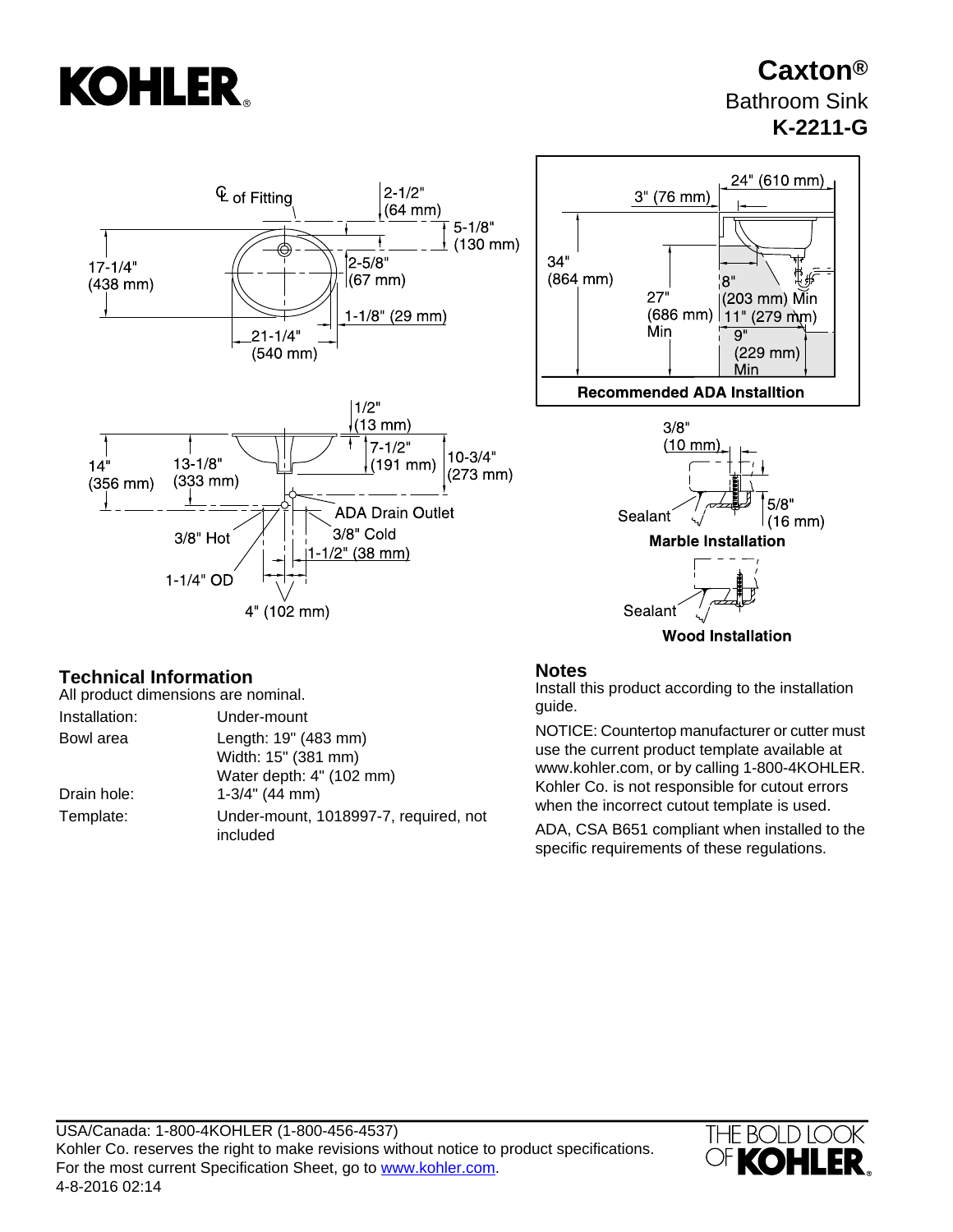# Caxton®

## Bathroom Sink

**K-2211-G**

℄ of Fitting

2-1/2" (64 mm)

5-1/8" (130 mm)

17-1/4" (438 mm)

2-5/8" (67 mm)

1-1/8" (29 mm)

21-1/4" (540 mm)

1/2" (13 mm)

7-1/2" (191 mm)

10-3/4" (273 mm)

14" (356 mm)

13-1/8" (333 mm)

ADA Drain Outlet

3/8" Hot

3/8" Cold

1-1/2" (38 mm)

1-1/4" OD

4" (102 mm)

24" (610 mm)

3" (76 mm)

34" (864 mm)

27" (686 mm) Min

8" (203 mm) Min

11" (279 mm)

9" (229 mm) Min

**Recommended ADA Installtion**

3/8" (10 mm)

Sealant

5/8" (16 mm)

**Marble Installation**

Sealant

**Wood Installation**

## Technical Information

All product dimensions are nominal.

| | |
|---|---|
| Installation: | Under-mount |
| Bowl area | Length: 19" (483 mm)<br>Width: 15" (381 mm)<br>Water depth: 4" (102 mm) |
| Drain hole: | 1-3/4" (44 mm) |
| Template: | Under-mount, 1018997-7, required, not included |

## Notes

Install this product according to the installation guide.

NOTICE: Countertop manufacturer or cutter must use the current product template available at www.kohler.com, or by calling 1-800-4KOHLER. Kohler Co. is not responsible for cutout errors when the incorrect cutout template is used.

ADA, CSA B651 compliant when installed to the specific requirements of these regulations.

USA/Canada: 1-800-4KOHLER (1-800-456-4537)
Kohler Co. reserves the right to make revisions without notice to product specifications.
For the most current Specification Sheet, go to www.kohler.com.
4-8-2016 02:14